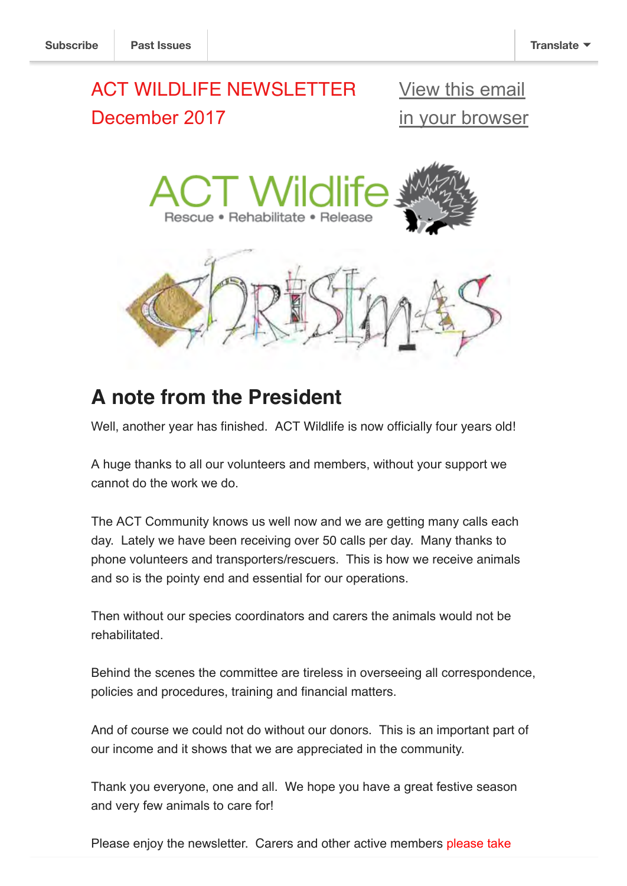Subscribe | Past Issues | Translate

ACT WILDLIFE NEWSLETTER
December 2017

View this email in your browser

## A note from the President

Well, another year has finished. ACT Wildlife is now officially four years old!

A huge thanks to all our volunteers and members, without your support we cannot do the work we do.

The ACT Community knows us well now and we are getting many calls each day. Lately we have been receiving over 50 calls per day. Many thanks to phone volunteers and transporters/rescuers. This is how we receive animals and so is the pointy end and essential for our operations.

Then without our species coordinators and carers the animals would not be rehabilitated.

Behind the scenes the committee are tireless in overseeing all correspondence, policies and procedures, training and financial matters.

And of course we could not do without our donors. This is an important part of our income and it shows that we are appreciated in the community.

Thank you everyone, one and all. We hope you have a great festive season and very few animals to care for!

Please enjoy the newsletter. Carers and other active members please take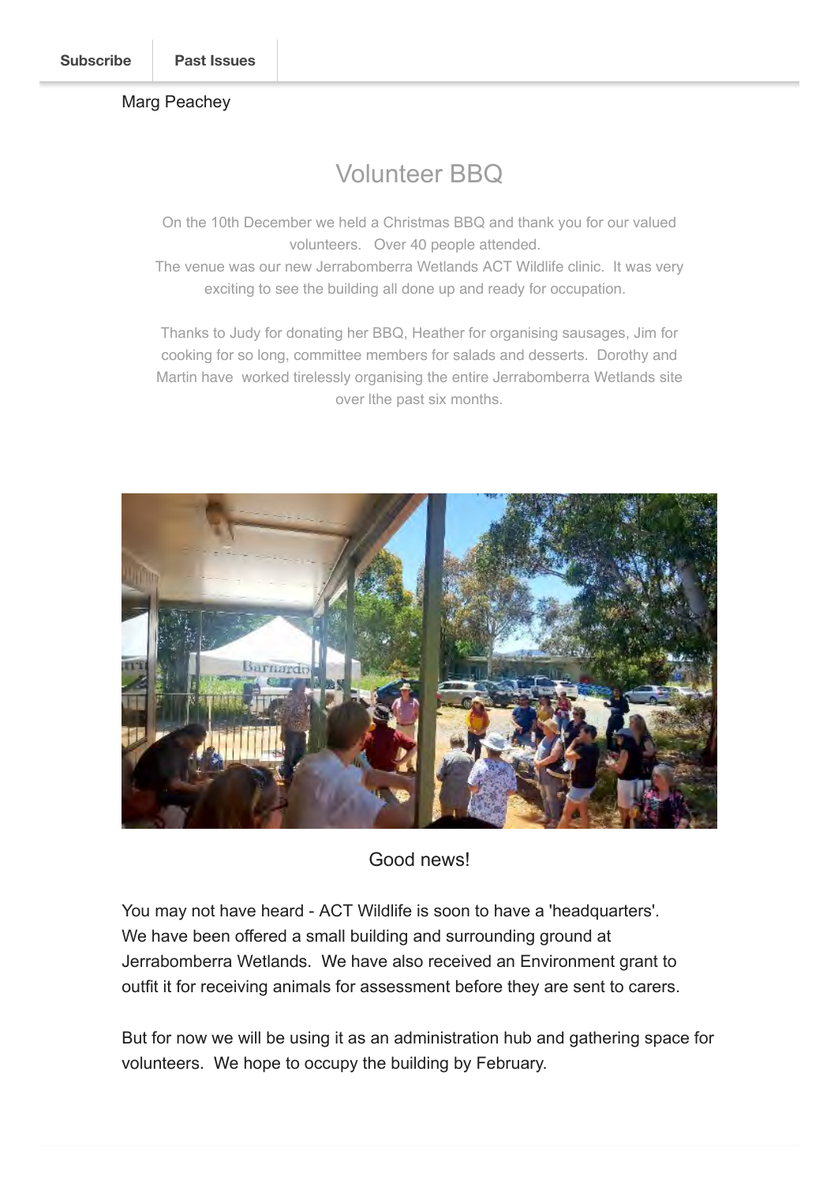Marg Peachey

## Volunteer BBQ

On the 10th December we held a Christmas BBQ and thank you for our valued volunteers. Over 40 people attended.
The venue was our new Jerrabomberra Wetlands ACT Wildlife clinic. It was very exciting to see the building all done up and ready for occupation.

Thanks to Judy for donating her BBQ, Heather for organising sausages, Jim for cooking for so long, committee members for salads and desserts. Dorothy and Martin have worked tirelessly organising the entire Jerrabomberra Wetlands site over lthe past six months.

Good news!

You may not have heard - ACT Wildlife is soon to have a 'headquarters'. We have been offered a small building and surrounding ground at Jerrabomberra Wetlands. We have also received an Environment grant to outfit it for receiving animals for assessment before they are sent to carers.

But for now we will be using it as an administration hub and gathering space for volunteers. We hope to occupy the building by February.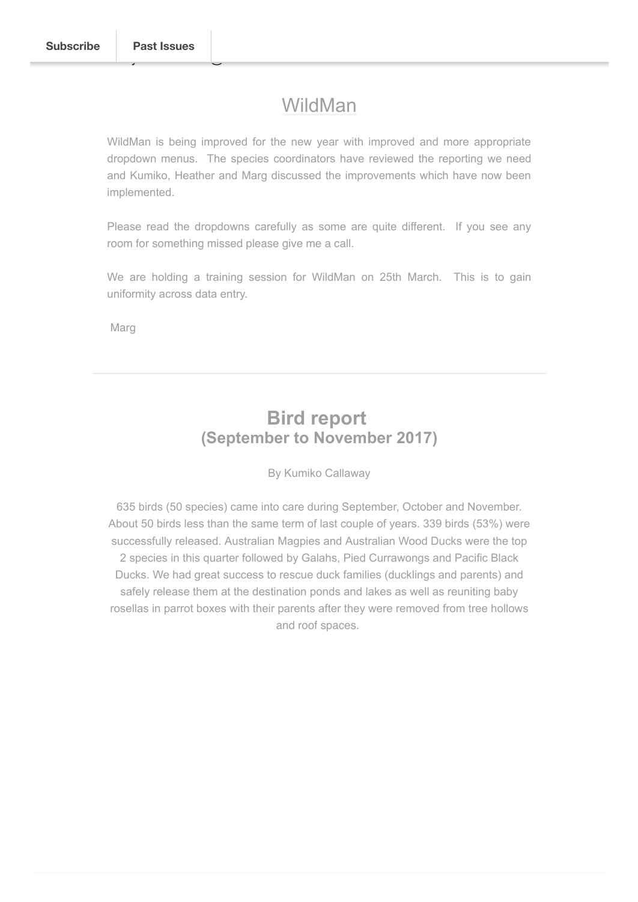## WildMan

WildMan is being improved for the new year with improved and more appropriate dropdown menus. The species coordinators have reviewed the reporting we need and Kumiko, Heather and Marg discussed the improvements which have now been implemented.

Please read the dropdowns carefully as some are quite different. If you see any room for something missed please give me a call.

We are holding a training session for WildMan on 25th March. This is to gain uniformity across data entry.

Marg

---

## Bird report
### (September to November 2017)

By Kumiko Callaway

635 birds (50 species) came into care during September, October and November. About 50 birds less than the same term of last couple of years. 339 birds (53%) were successfully released. Australian Magpies and Australian Wood Ducks were the top 2 species in this quarter followed by Galahs, Pied Currawongs and Pacific Black Ducks. We had great success to rescue duck families (ducklings and parents) and safely release them at the destination ponds and lakes as well as reuniting baby rosellas in parrot boxes with their parents after they were removed from tree hollows and roof spaces.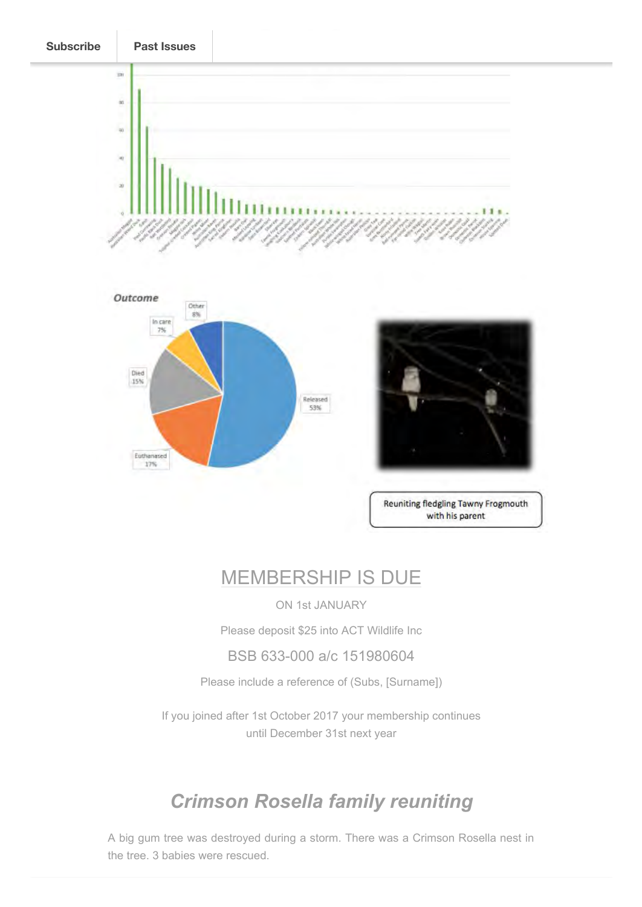Subscribe | Past Issues

**Outcome**

Other 8%
In care 7%
Died 15%
Euthanased 17%
Released 53%

Reuniting fledgling Tawny Frogmouth with his parent

## MEMBERSHIP IS DUE

ON 1st JANUARY

Please deposit $25 into ACT Wildlife Inc

BSB 633-000 a/c 151980604

Please include a reference of (Subs, [Surname])

If you joined after 1st October 2017 your membership continues until December 31st next year

## *Crimson Rosella family reuniting*

A big gum tree was destroyed during a storm. There was a Crimson Rosella nest in the tree. 3 babies were rescued.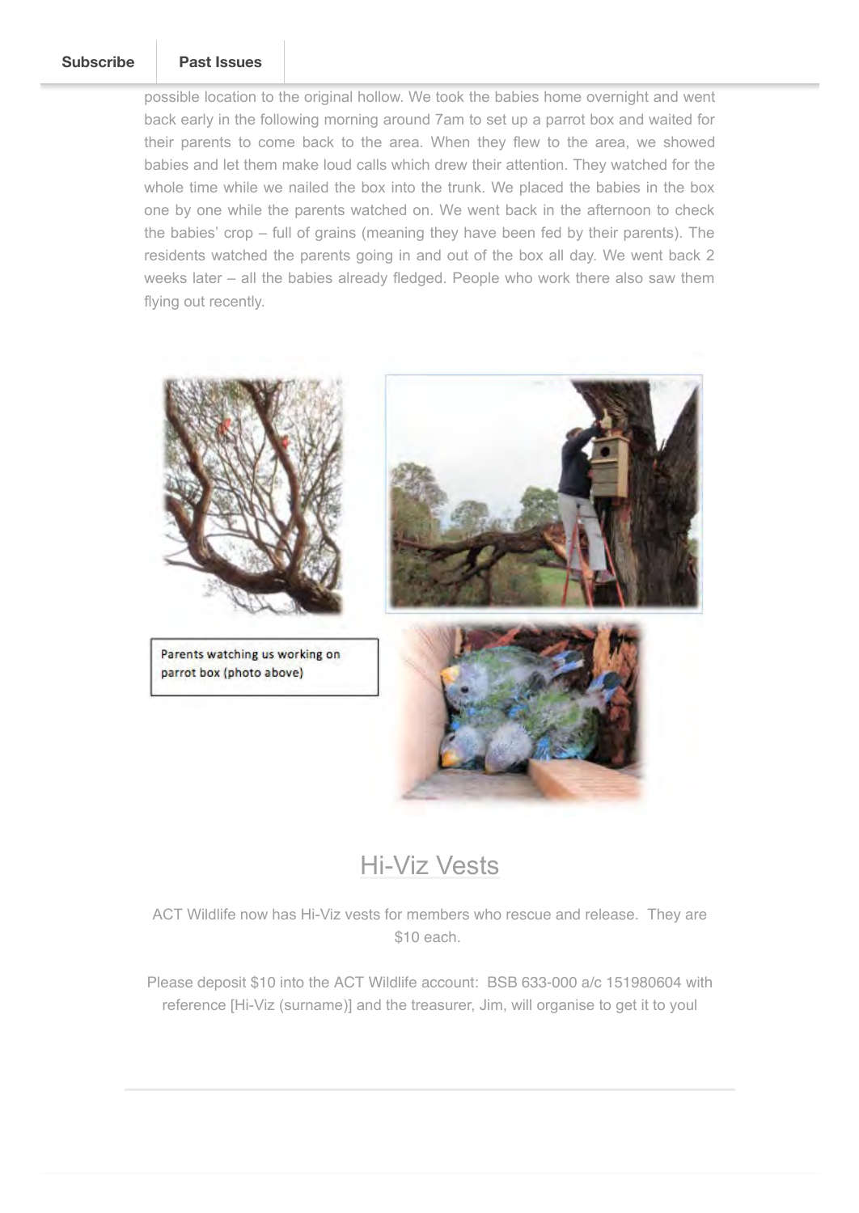possible location to the original hollow. We took the babies home overnight and went back early in the following morning around 7am to set up a parrot box and waited for their parents to come back to the area. When they flew to the area, we showed babies and let them make loud calls which drew their attention. They watched for the whole time while we nailed the box into the trunk. We placed the babies in the box one by one while the parents watched on. We went back in the afternoon to check the babies' crop – full of grains (meaning they have been fed by their parents). The residents watched the parents going in and out of the box all day. We went back 2 weeks later – all the babies already fledged. People who work there also saw them flying out recently.

Parents watching us working on parrot box (photo above)

## Hi-Viz Vests

ACT Wildlife now has Hi-Viz vests for members who rescue and release. They are $10 each.

Please deposit $10 into the ACT Wildlife account: BSB 633-000 a/c 151980604 with reference [Hi-Viz (surname)] and the treasurer, Jim, will organise to get it to youl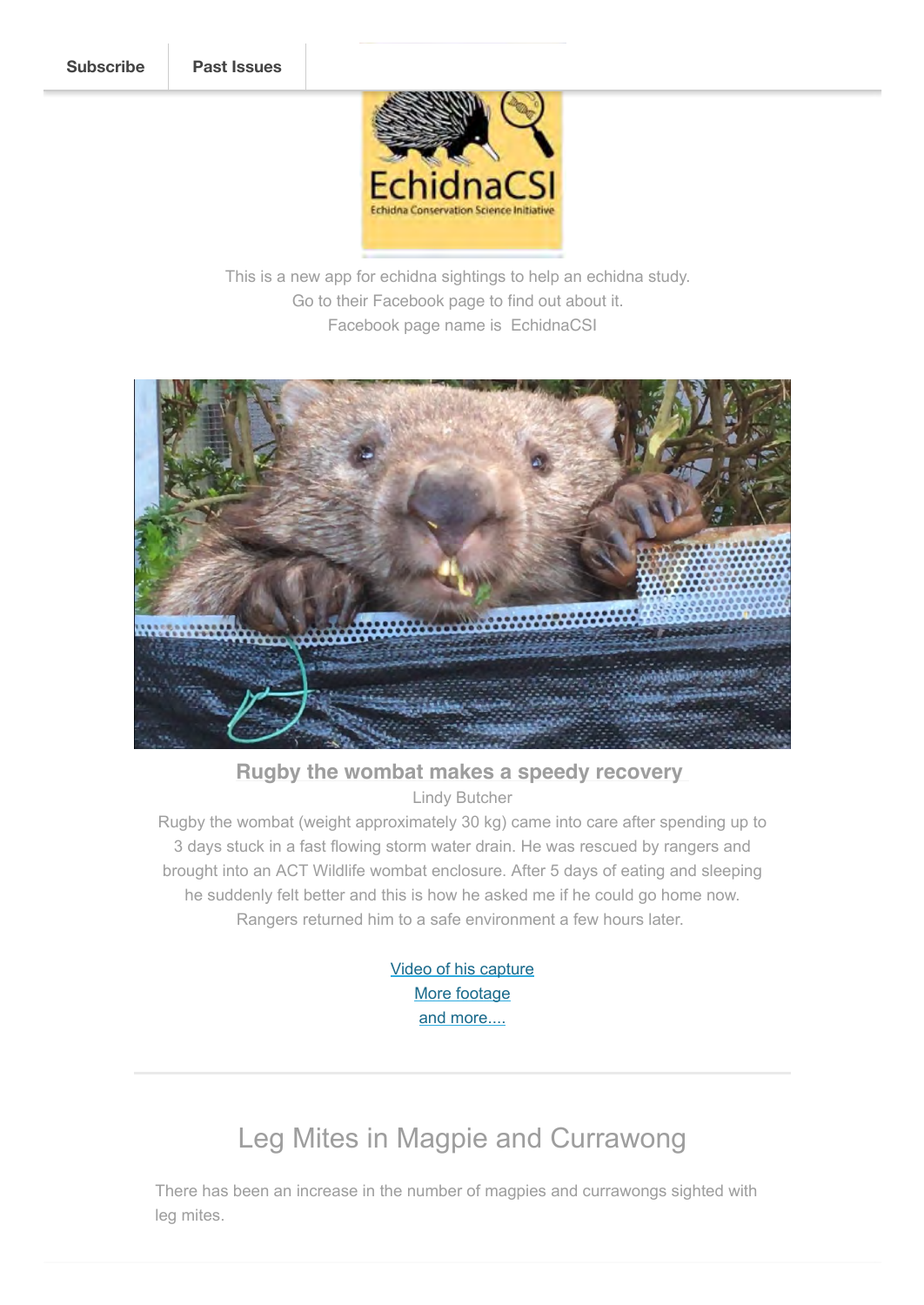Subscribe | Past Issues

This is a new app for echidna sightings to help an echidna study.
Go to their Facebook page to find out about it.
Facebook page name is EchidnaCSI

### Rugby the wombat makes a speedy recovery

Lindy Butcher

Rugby the wombat (weight approximately 30 kg) came into care after spending up to 3 days stuck in a fast flowing storm water drain. He was rescued by rangers and brought into an ACT Wildlife wombat enclosure. After 5 days of eating and sleeping he suddenly felt better and this is how he asked me if he could go home now. Rangers returned him to a safe environment a few hours later.

Video of his capture
More footage
and more....

---

## Leg Mites in Magpie and Currawong

There has been an increase in the number of magpies and currawongs sighted with leg mites.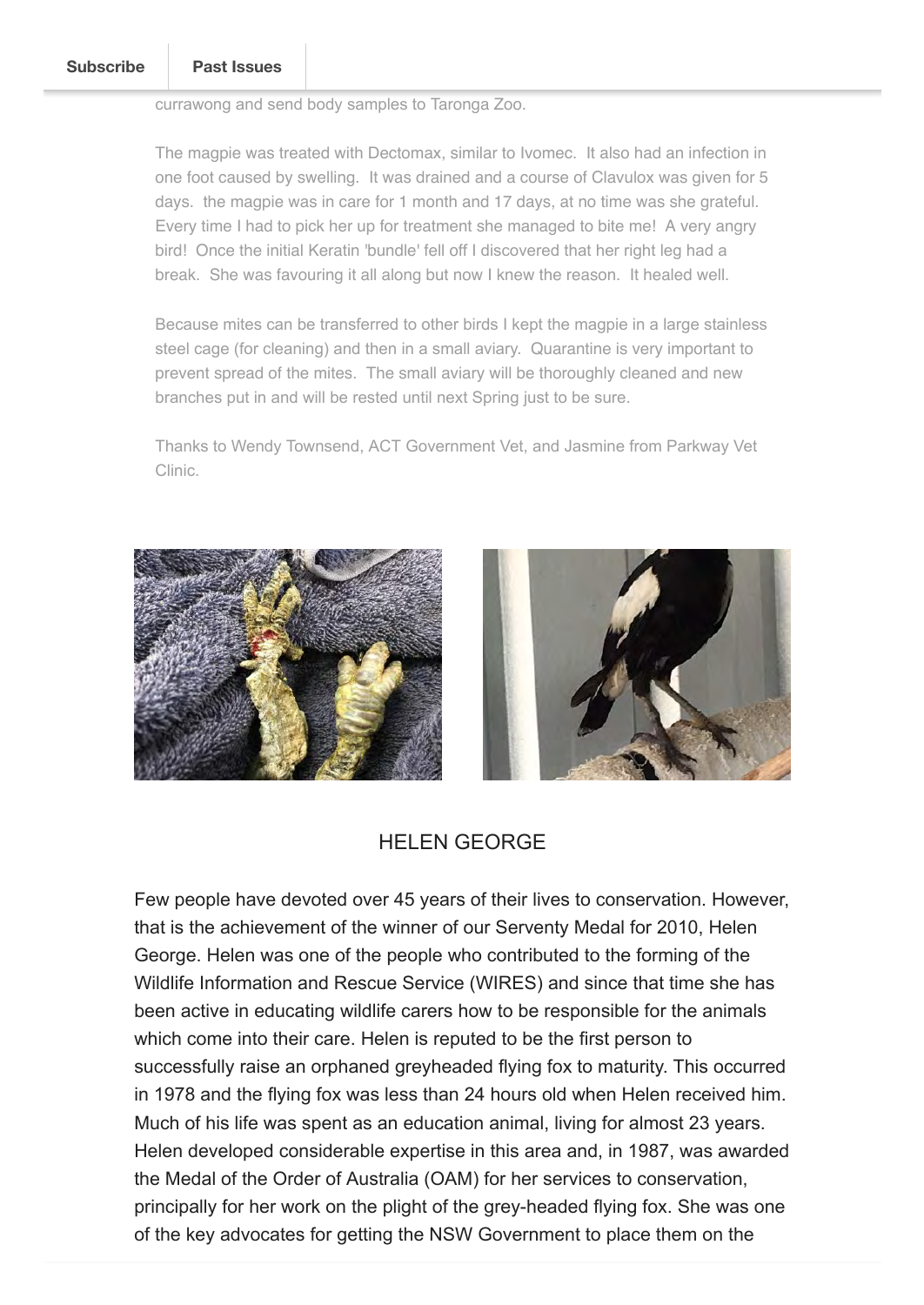currawong and send body samples to Taronga Zoo.

The magpie was treated with Dectomax, similar to Ivomec. It also had an infection in one foot caused by swelling. It was drained and a course of Clavulox was given for 5 days. the magpie was in care for 1 month and 17 days, at no time was she grateful. Every time I had to pick her up for treatment she managed to bite me! A very angry bird! Once the initial Keratin 'bundle' fell off I discovered that her right leg had a break. She was favouring it all along but now I knew the reason. It healed well.

Because mites can be transferred to other birds I kept the magpie in a large stainless steel cage (for cleaning) and then in a small aviary. Quarantine is very important to prevent spread of the mites. The small aviary will be thoroughly cleaned and new branches put in and will be rested until next Spring just to be sure.

Thanks to Wendy Townsend, ACT Government Vet, and Jasmine from Parkway Vet Clinic.

## HELEN GEORGE

Few people have devoted over 45 years of their lives to conservation. However, that is the achievement of the winner of our Serventy Medal for 2010, Helen George. Helen was one of the people who contributed to the forming of the Wildlife Information and Rescue Service (WIRES) and since that time she has been active in educating wildlife carers how to be responsible for the animals which come into their care. Helen is reputed to be the first person to successfully raise an orphaned greyheaded flying fox to maturity. This occurred in 1978 and the flying fox was less than 24 hours old when Helen received him. Much of his life was spent as an education animal, living for almost 23 years. Helen developed considerable expertise in this area and, in 1987, was awarded the Medal of the Order of Australia (OAM) for her services to conservation, principally for her work on the plight of the grey-headed flying fox. She was one of the key advocates for getting the NSW Government to place them on the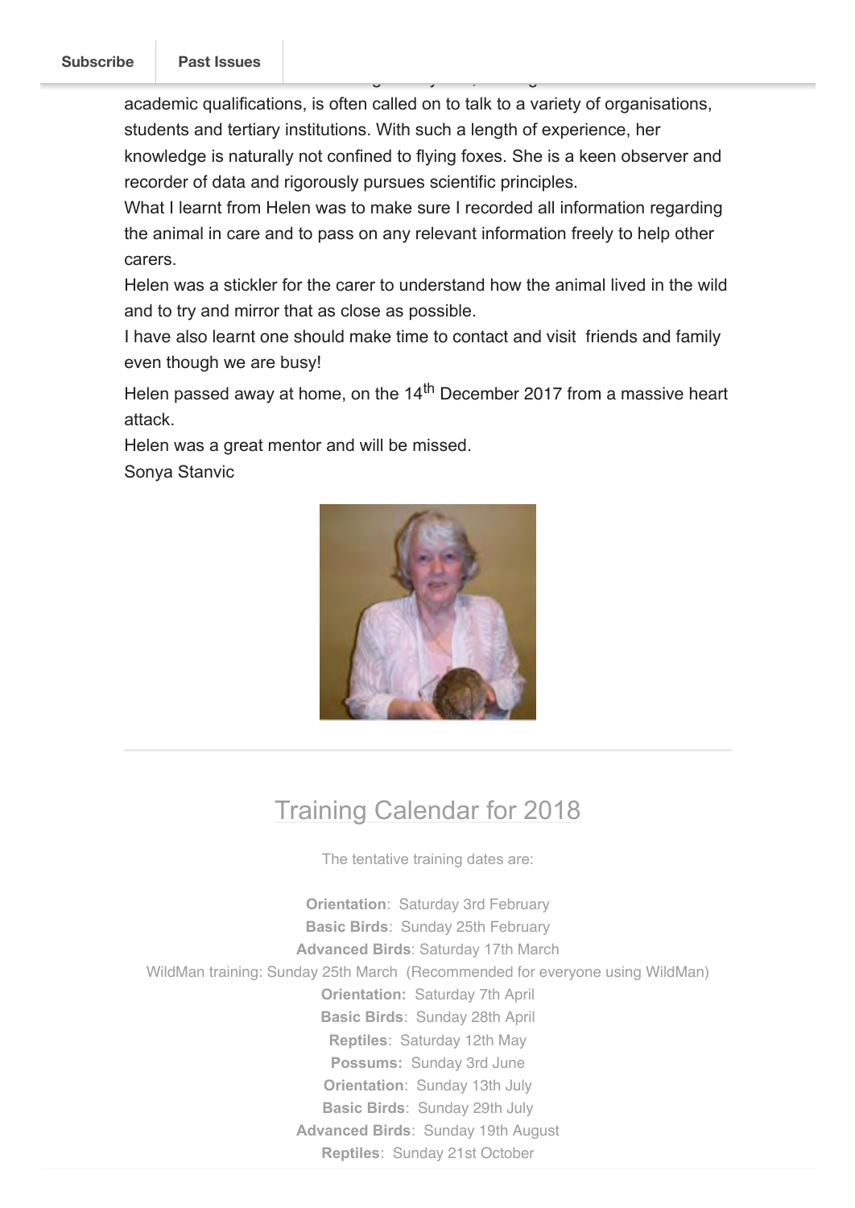academic qualifications, is often called on to talk to a variety of organisations, students and tertiary institutions. With such a length of experience, her knowledge is naturally not confined to flying foxes. She is a keen observer and recorder of data and rigorously pursues scientific principles.

What I learnt from Helen was to make sure I recorded all information regarding the animal in care and to pass on any relevant information freely to help other carers.

Helen was a stickler for the carer to understand how the animal lived in the wild and to try and mirror that as close as possible.

I have also learnt one should make time to contact and visit friends and family even though we are busy!

Helen passed away at home, on the 14th December 2017 from a massive heart attack.

Helen was a great mentor and will be missed.

Sonya Stanvic

## Training Calendar for 2018

The tentative training dates are:

**Orientation**: Saturday 3rd February
**Basic Birds**: Sunday 25th February
**Advanced Birds**: Saturday 17th March
WildMan training: Sunday 25th March (Recommended for everyone using WildMan)
**Orientation:** Saturday 7th April
**Basic Birds**: Sunday 28th April
**Reptiles**: Saturday 12th May
**Possums:** Sunday 3rd June
**Orientation**: Sunday 13th July
**Basic Birds**: Sunday 29th July
**Advanced Birds**: Sunday 19th August
**Reptiles**: Sunday 21st October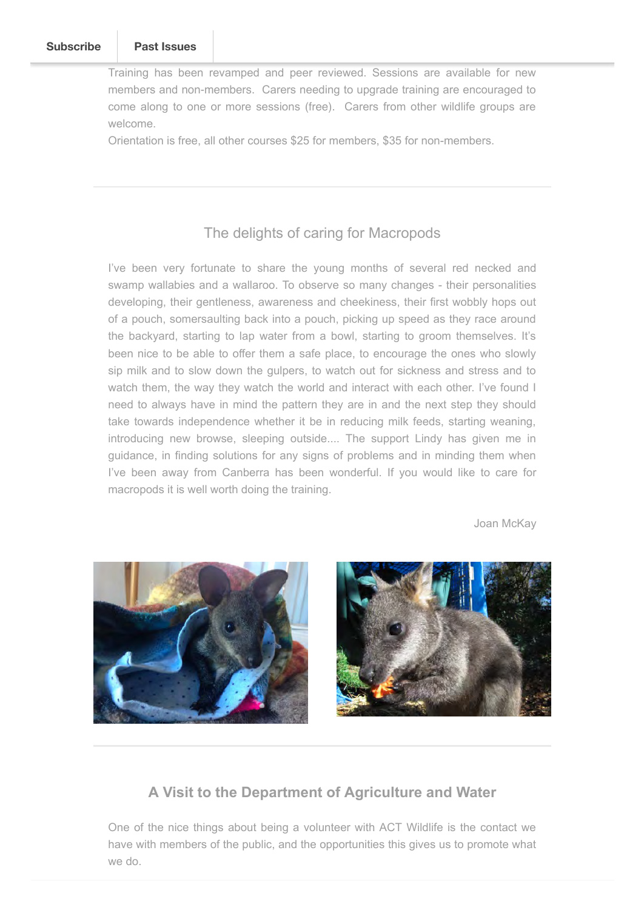Training has been revamped and peer reviewed. Sessions are available for new members and non-members. Carers needing to upgrade training are encouraged to come along to one or more sessions (free). Carers from other wildlife groups are welcome.

Orientation is free, all other courses $25 for members, $35 for non-members.

---

## The delights of caring for Macropods

I've been very fortunate to share the young months of several red necked and swamp wallabies and a wallaroo. To observe so many changes - their personalities developing, their gentleness, awareness and cheekiness, their first wobbly hops out of a pouch, somersaulting back into a pouch, picking up speed as they race around the backyard, starting to lap water from a bowl, starting to groom themselves. It's been nice to be able to offer them a safe place, to encourage the ones who slowly sip milk and to slow down the gulpers, to watch out for sickness and stress and to watch them, the way they watch the world and interact with each other. I've found I need to always have in mind the pattern they are in and the next step they should take towards independence whether it be in reducing milk feeds, starting weaning, introducing new browse, sleeping outside.... The support Lindy has given me in guidance, in finding solutions for any signs of problems and in minding them when I've been away from Canberra has been wonderful. If you would like to care for macropods it is well worth doing the training.

Joan McKay

---

## A Visit to the Department of Agriculture and Water

One of the nice things about being a volunteer with ACT Wildlife is the contact we have with members of the public, and the opportunities this gives us to promote what we do.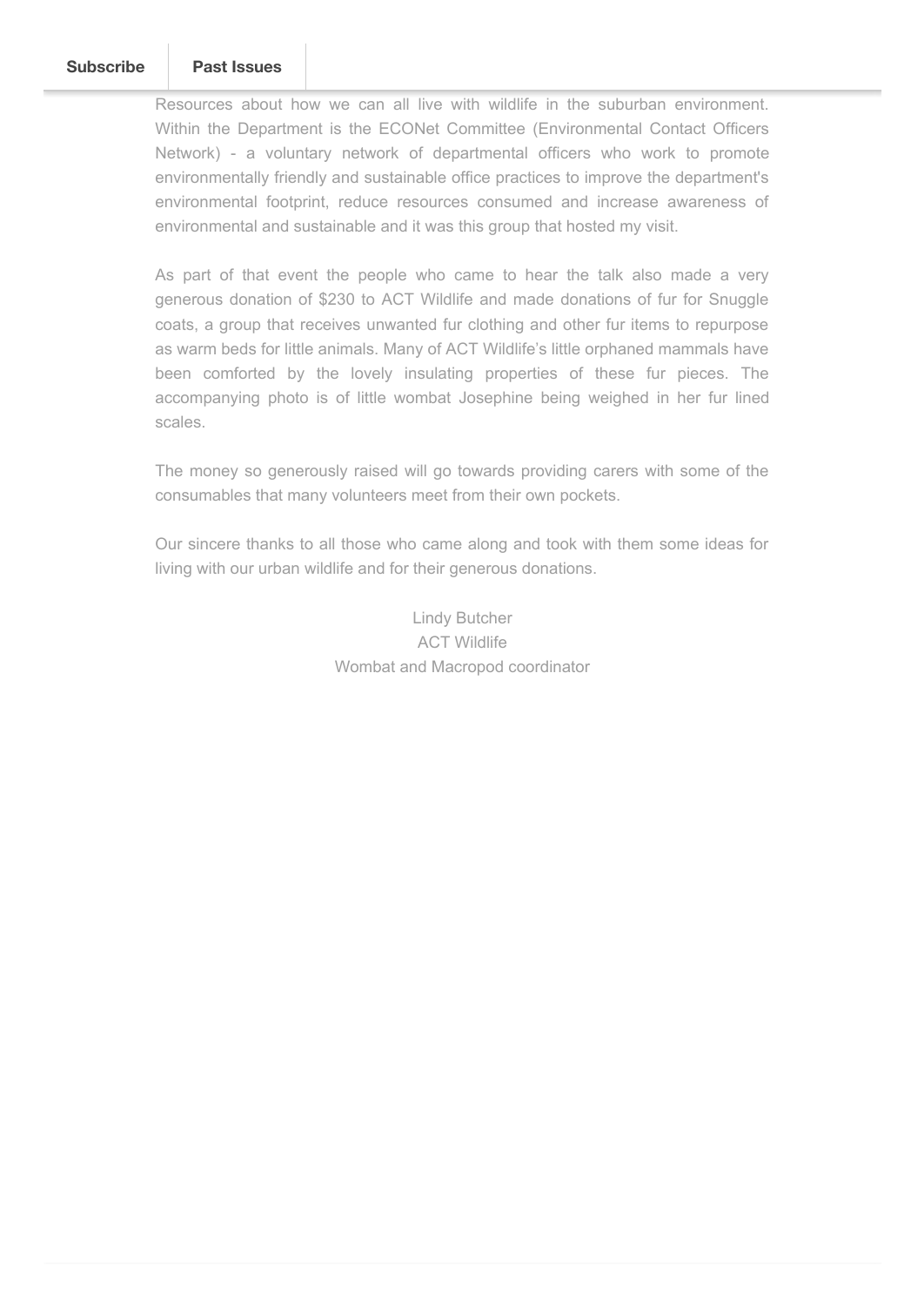Resources about how we can all live with wildlife in the suburban environment. Within the Department is the ECONet Committee (Environmental Contact Officers Network) - a voluntary network of departmental officers who work to promote environmentally friendly and sustainable office practices to improve the department's environmental footprint, reduce resources consumed and increase awareness of environmental and sustainable and it was this group that hosted my visit.

As part of that event the people who came to hear the talk also made a very generous donation of $230 to ACT Wildlife and made donations of fur for Snuggle coats, a group that receives unwanted fur clothing and other fur items to repurpose as warm beds for little animals. Many of ACT Wildlife's little orphaned mammals have been comforted by the lovely insulating properties of these fur pieces. The accompanying photo is of little wombat Josephine being weighed in her fur lined scales.

The money so generously raised will go towards providing carers with some of the consumables that many volunteers meet from their own pockets.

Our sincere thanks to all those who came along and took with them some ideas for living with our urban wildlife and for their generous donations.

Lindy Butcher
ACT Wildlife
Wombat and Macropod coordinator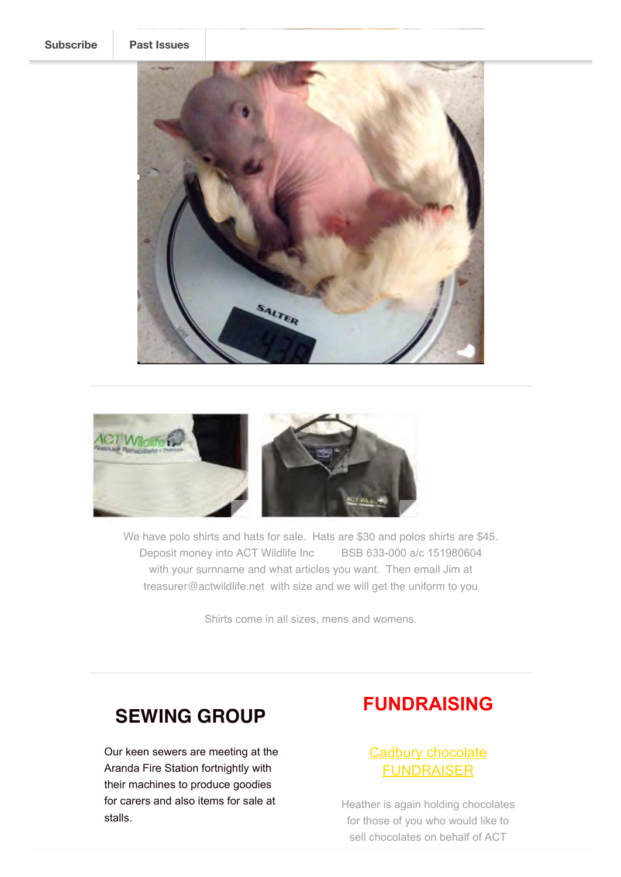Subscribe | Past Issues

We have polo shirts and hats for sale.  Hats are $30 and polos shirts are $45. Deposit money into ACT Wildlife Inc        BSB 633-000 a/c 151980604 with your surname and what articles you want.  Then email Jim at treasurer@actwildlife.net  with size and we will get the uniform to you

Shirts come in all sizes, mens and womens.

## SEWING GROUP

Our keen sewers are meeting at the Aranda Fire Station fortnightly with their machines to produce goodies for carers and also items for sale at stalls.

## FUNDRAISING

Cadbury chocolate FUNDRAISER

Heather is again holding chocolates for those of you who would like to sell chocolates on behalf of ACT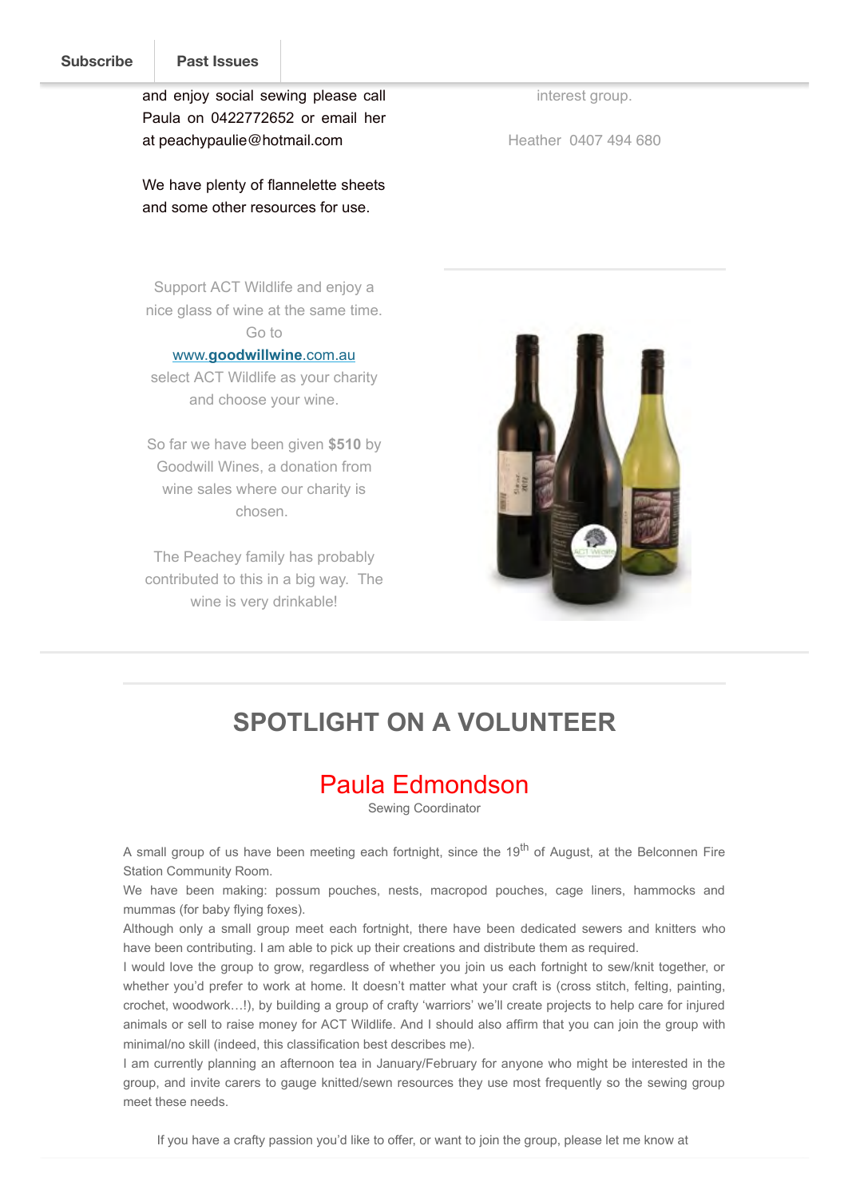and enjoy social sewing please call Paula on 0422772652 or email her at peachypaulie@hotmail.com

We have plenty of flannelette sheets and some other resources for use.

interest group.

Heather 0407 494 680

Support ACT Wildlife and enjoy a nice glass of wine at the same time. Go to www.**goodwillwine**.com.au select ACT Wildlife as your charity and choose your wine.

So far we have been given **$510** by Goodwill Wines, a donation from wine sales where our charity is chosen.

The Peachey family has probably contributed to this in a big way. The wine is very drinkable!

## SPOTLIGHT ON A VOLUNTEER

### Paula Edmondson

Sewing Coordinator

A small group of us have been meeting each fortnight, since the 19th of August, at the Belconnen Fire Station Community Room.

We have been making: possum pouches, nests, macropod pouches, cage liners, hammocks and mummas (for baby flying foxes).

Although only a small group meet each fortnight, there have been dedicated sewers and knitters who have been contributing. I am able to pick up their creations and distribute them as required.

I would love the group to grow, regardless of whether you join us each fortnight to sew/knit together, or whether you'd prefer to work at home. It doesn't matter what your craft is (cross stitch, felting, painting, crochet, woodwork…!), by building a group of crafty 'warriors' we'll create projects to help care for injured animals or sell to raise money for ACT Wildlife. And I should also affirm that you can join the group with minimal/no skill (indeed, this classification best describes me).

I am currently planning an afternoon tea in January/February for anyone who might be interested in the group, and invite carers to gauge knitted/sewn resources they use most frequently so the sewing group meet these needs.

If you have a crafty passion you'd like to offer, or want to join the group, please let me know at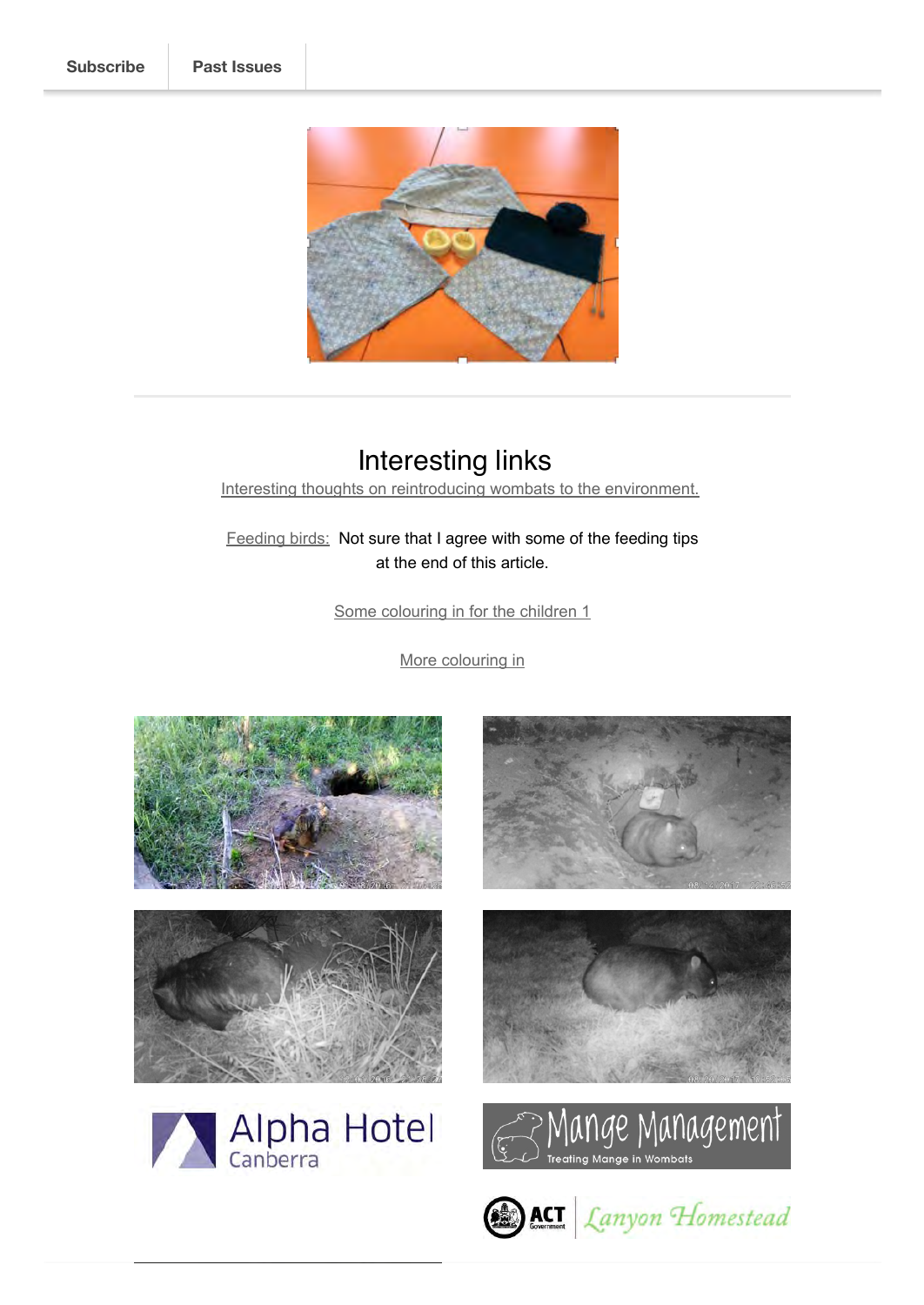Subscribe | Past Issues

## Interesting links

Interesting thoughts on reintroducing wombats to the environment.

Feeding birds: Not sure that I agree with some of the feeding tips at the end of this article.

Some colouring in for the children 1

More colouring in

Alpha Hotel Canberra

Mange Management
Treating Mange in Wombats

ACT Government | Lanyon Homestead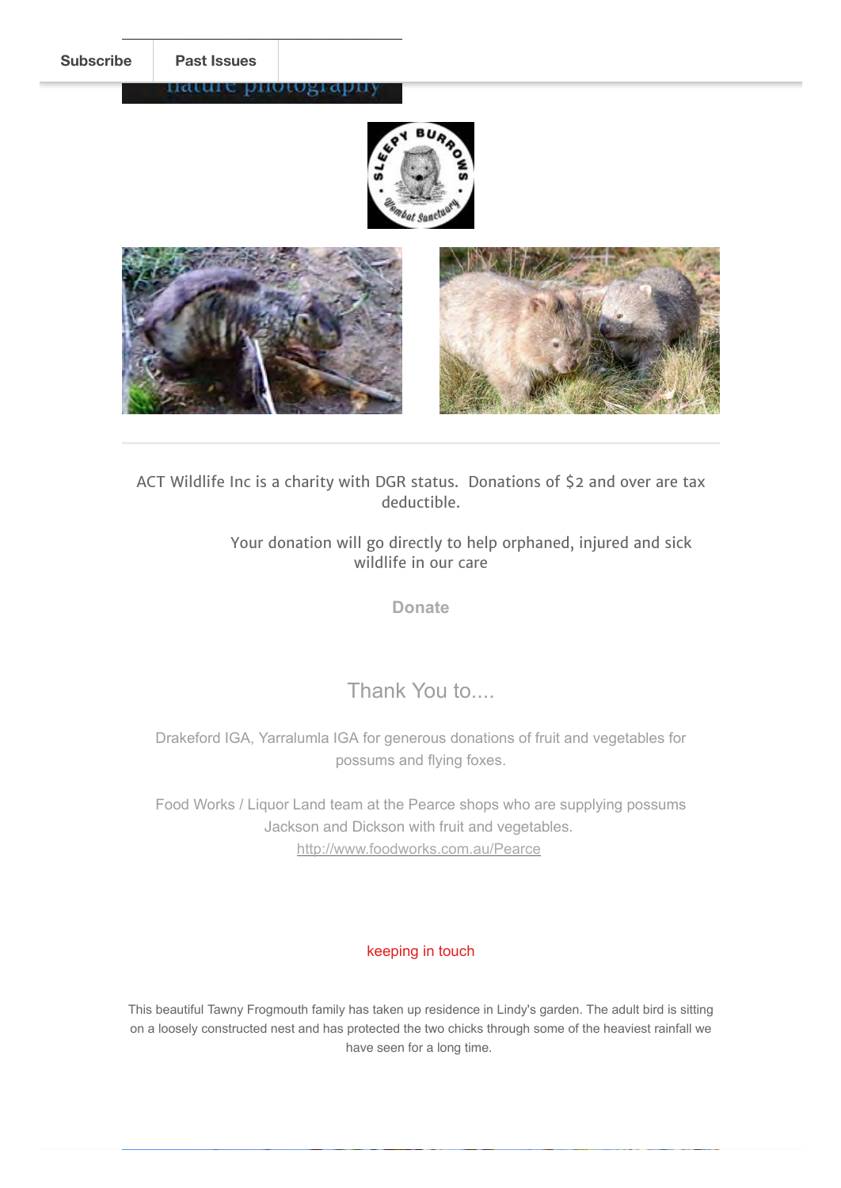Subscribe | Past Issues

ACT Wildlife Inc is a charity with DGR status. Donations of $2 and over are tax deductible.

Your donation will go directly to help orphaned, injured and sick wildlife in our care

Donate

## Thank You to....

Drakeford IGA, Yarralumla IGA for generous donations of fruit and vegetables for possums and flying foxes.

Food Works / Liquor Land team at the Pearce shops who are supplying possums Jackson and Dickson with fruit and vegetables.
http://www.foodworks.com.au/Pearce

### keeping in touch

This beautiful Tawny Frogmouth family has taken up residence in Lindy's garden. The adult bird is sitting on a loosely constructed nest and has protected the two chicks through some of the heaviest rainfall we have seen for a long time.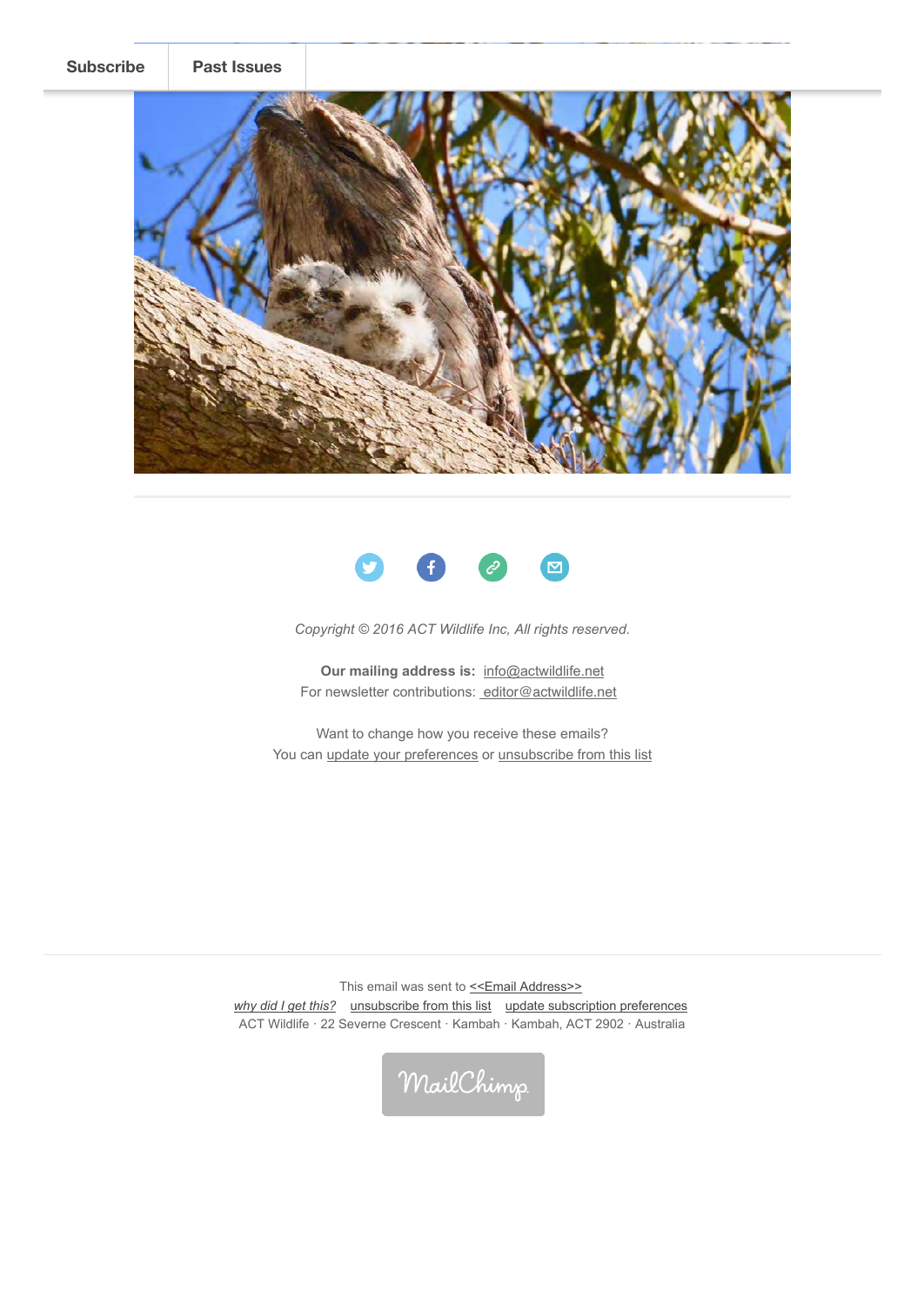Subscribe | Past Issues

*Copyright © 2016 ACT Wildlife Inc, All rights reserved.*

**Our mailing address is:** info@actwildlife.net
For newsletter contributions: editor@actwildlife.net

Want to change how you receive these emails?
You can update your preferences or unsubscribe from this list

This email was sent to <<Email Address>>
*why did I get this?* unsubscribe from this list update subscription preferences
ACT Wildlife · 22 Severne Crescent · Kambah · Kambah, ACT 2902 · Australia

MailChimp